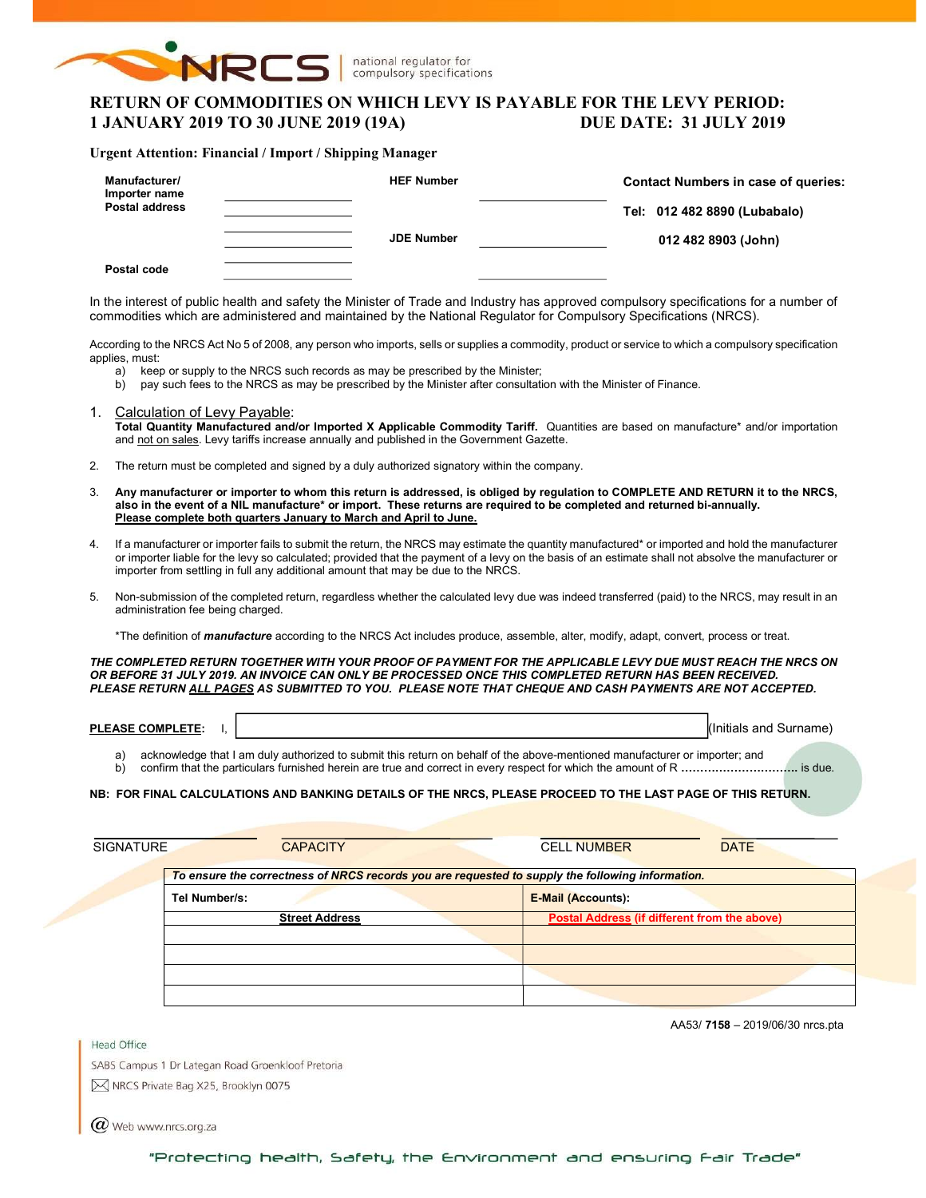NRCS | national regulator for compulsory specifications

# RETURN OF COMMODITIES ON WHICH LEVY IS PAYABLE FOR THE LEVY PERIOD: 1 JANUARY 2019 TO 30 JUNE 2019 (19A) DUE DATE: 31 JULY 2019

**Urgent Attention: Financial / Import / Shipping Manager**

| | | | | |
|---|---|---|---|---|
| **Manufacturer/ Importer name** | ____________ | **HEF Number** | ____________ | **Contact Numbers in case of queries:** |
| **Postal address** | ____________ | | | **Tel: 012 482 8890 (Lubabalo)** |
| | ____________ | **JDE Number** | ____________ | **012 482 8903 (John)** |
| **Postal code** | ____________ | | ____________ | |

In the interest of public health and safety the Minister of Trade and Industry has approved compulsory specifications for a number of commodities which are administered and maintained by the National Regulator for Compulsory Specifications (NRCS).

According to the NRCS Act No 5 of 2008, any person who imports, sells or supplies a commodity, product or service to which a compulsory specification applies, must:

a) keep or supply to the NRCS such records as may be prescribed by the Minister;
b) pay such fees to the NRCS as may be prescribed by the Minister after consultation with the Minister of Finance.

1. Calculation of Levy Payable:
   **Total Quantity Manufactured and/or Imported X Applicable Commodity Tariff.** Quantities are based on manufacture* and/or importation and not on sales. Levy tariffs increase annually and published in the Government Gazette.

2. The return must be completed and signed by a duly authorized signatory within the company.

3. **Any manufacturer or importer to whom this return is addressed, is obliged by regulation to COMPLETE AND RETURN it to the NRCS, also in the event of a NIL manufacture\* or import. These returns are required to be completed and returned bi-annually. Please complete both quarters January to March and April to June.**

4. If a manufacturer or importer fails to submit the return, the NRCS may estimate the quantity manufactured* or imported and hold the manufacturer or importer liable for the levy so calculated; provided that the payment of a levy on the basis of an estimate shall not absolve the manufacturer or importer from settling in full any additional amount that may be due to the NRCS.

5. Non-submission of the completed return, regardless whether the calculated levy due was indeed transferred (paid) to the NRCS, may result in an administration fee being charged.

*The definition of ***manufacture*** according to the NRCS Act includes produce, assemble, alter, modify, adapt, convert, process or treat.

***THE COMPLETED RETURN TOGETHER WITH YOUR PROOF OF PAYMENT FOR THE APPLICABLE LEVY DUE MUST REACH THE NRCS ON OR BEFORE 31 JULY 2019. AN INVOICE CAN ONLY BE PROCESSED ONCE THIS COMPLETED RETURN HAS BEEN RECEIVED. PLEASE RETURN ALL PAGES AS SUBMITTED TO YOU. PLEASE NOTE THAT CHEQUE AND CASH PAYMENTS ARE NOT ACCEPTED.***

**PLEASE COMPLETE:** I, ______________________________ (Initials and Surname)

a) acknowledge that I am duly authorized to submit this return on behalf of the above-mentioned manufacturer or importer; and
b) confirm that the particulars furnished herein are true and correct in every respect for which the amount of R .............................. is due.

**NB: FOR FINAL CALCULATIONS AND BANKING DETAILS OF THE NRCS, PLEASE PROCEED TO THE LAST PAGE OF THIS RETURN.**

| SIGNATURE | CAPACITY | CELL NUMBER | DATE |
|---|---|---|---|
| | | | |

| ***To ensure the correctness of NRCS records you are requested to supply the following information.*** | |
|---|---|
| **Tel Number/s:** | **E-Mail (Accounts):** |
| **Street Address** | **Postal Address (if different from the above)** |
| | |
| | |
| | |
| | |

AA53/ **7158** – 2019/06/30 nrcs.pta

Head Office
SABS Campus 1 Dr Lategan Road Groenkloof Pretoria
NRCS Private Bag X25, Brooklyn 0075
Web www.nrcs.org.za

"Protecting health, Safety, the Environment and ensuring Fair Trade"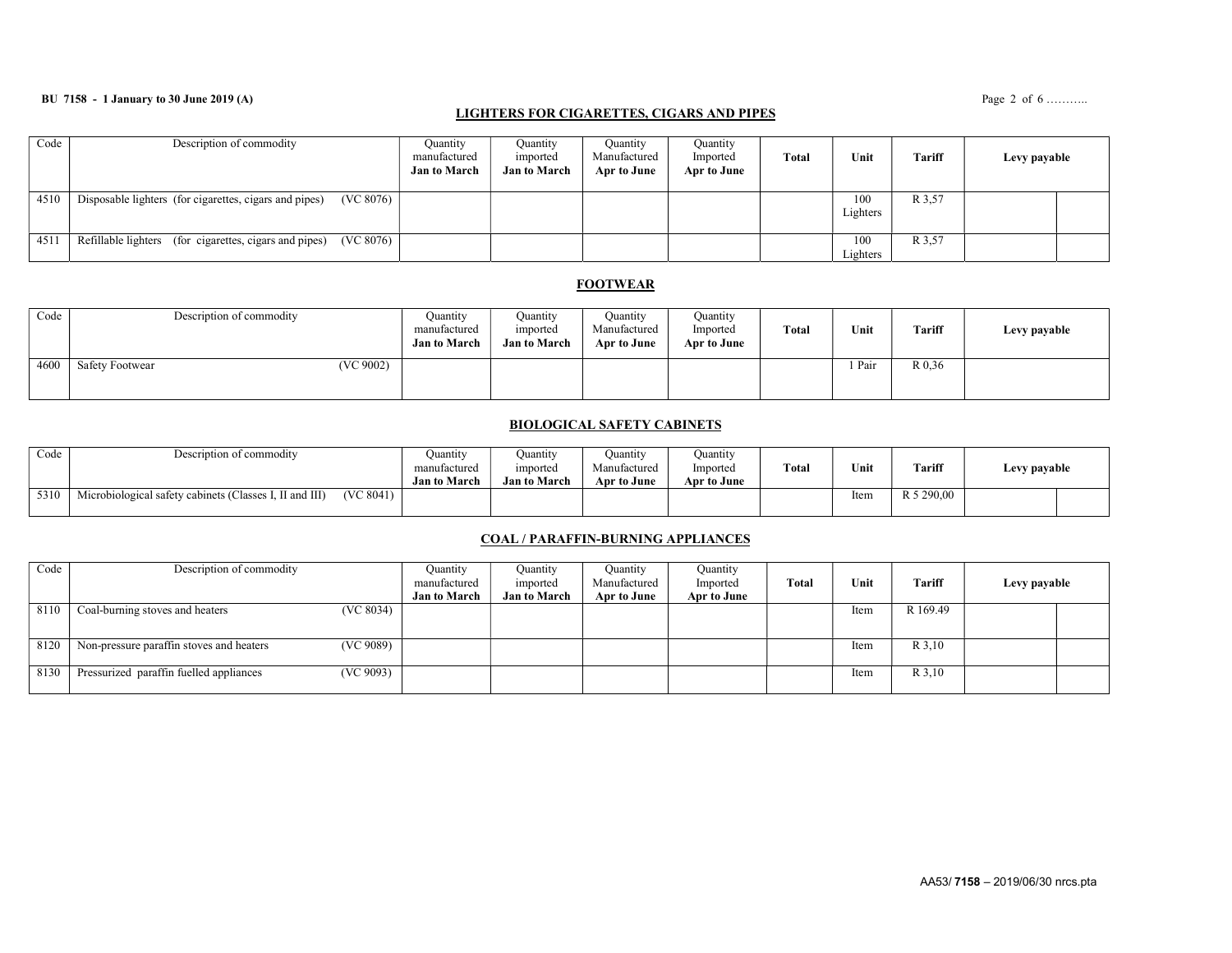## LIGHTERS FOR CIGARETTES, CIGARS AND PIPES

| Code | Description of commodity | Quantity manufactured **Jan to March** | Quantity imported **Jan to March** | Quantity Manufactured **Apr to June** | Quantity Imported **Apr to June** | **Total** | **Unit** | **Tariff** | **Levy payable** | |
|---|---|---|---|---|---|---|---|---|---|---|
| 4510 | Disposable lighters (for cigarettes, cigars and pipes) (VC 8076) | | | | | | 100 Lighters | R 3,57 | | |
| 4511 | Refillable lighters (for cigarettes, cigars and pipes) (VC 8076) | | | | | | 100 Lighters | R 3,57 | | |

## FOOTWEAR

| Code | Description of commodity | Quantity manufactured **Jan to March** | Quantity imported **Jan to March** | Quantity Manufactured **Apr to June** | Quantity Imported **Apr to June** | **Total** | **Unit** | **Tariff** | **Levy payable** |
|---|---|---|---|---|---|---|---|---|---|
| 4600 | Safety Footwear (VC 9002) | | | | | | 1 Pair | R 0,36 | |

## BIOLOGICAL SAFETY CABINETS

| Code | Description of commodity | Quantity manufactured **Jan to March** | Quantity imported **Jan to March** | Quantity Manufactured **Apr to June** | Quantity Imported **Apr to June** | **Total** | **Unit** | **Tariff** | **Levy payable** | |
|---|---|---|---|---|---|---|---|---|---|---|
| 5310 | Microbiological safety cabinets (Classes I, II and III) (VC 8041) | | | | | | Item | R 5 290,00 | | |

## COAL / PARAFFIN-BURNING APPLIANCES

| Code | Description of commodity | Quantity manufactured **Jan to March** | Quantity imported **Jan to March** | Quantity Manufactured **Apr to June** | Quantity Imported **Apr to June** | **Total** | **Unit** | **Tariff** | **Levy payable** | |
|---|---|---|---|---|---|---|---|---|---|---|
| 8110 | Coal-burning stoves and heaters (VC 8034) | | | | | | Item | R 169.49 | | |
| 8120 | Non-pressure paraffin stoves and heaters (VC 9089) | | | | | | Item | R 3,10 | | |
| 8130 | Pressurized paraffin fuelled appliances (VC 9093) | | | | | | Item | R 3,10 | | |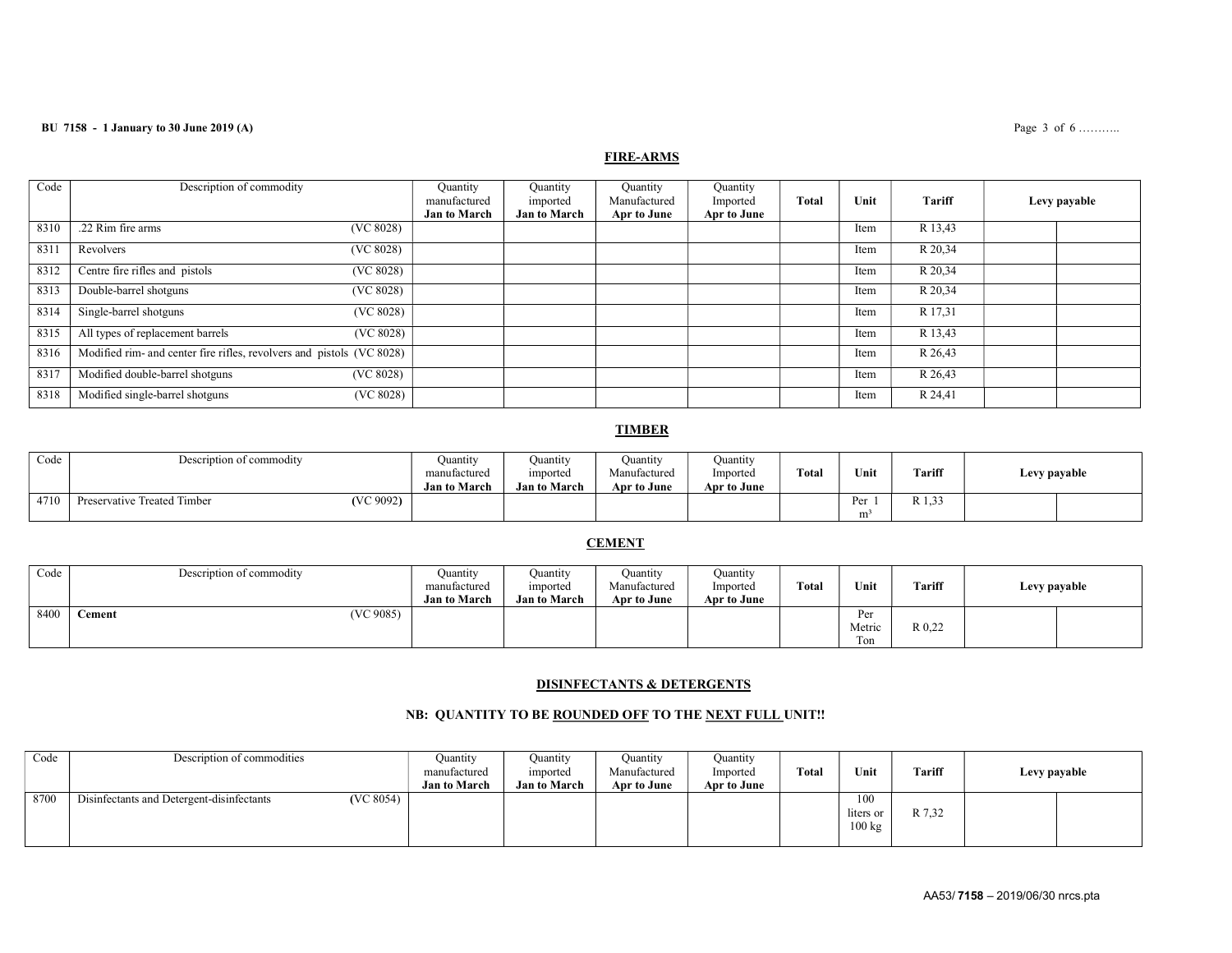## FIRE-ARMS

| Code | Description of commodity | | Quantity manufactured **Jan to March** | Quantity imported **Jan to March** | Quantity Manufactured **Apr to June** | Quantity Imported **Apr to June** | **Total** | **Unit** | **Tariff** | **Levy payable** | |
|---|---|---|---|---|---|---|---|---|---|---|---|
| 8310 | .22 Rim fire arms | (VC 8028) | | | | | | Item | R 13,43 | | |
| 8311 | Revolvers | (VC 8028) | | | | | | Item | R 20,34 | | |
| 8312 | Centre fire rifles and pistols | (VC 8028) | | | | | | Item | R 20,34 | | |
| 8313 | Double-barrel shotguns | (VC 8028) | | | | | | Item | R 20,34 | | |
| 8314 | Single-barrel shotguns | (VC 8028) | | | | | | Item | R 17,31 | | |
| 8315 | All types of replacement barrels | (VC 8028) | | | | | | Item | R 13,43 | | |
| 8316 | Modified rim- and center fire rifles, revolvers and pistols | (VC 8028) | | | | | | Item | R 26,43 | | |
| 8317 | Modified double-barrel shotguns | (VC 8028) | | | | | | Item | R 26,43 | | |
| 8318 | Modified single-barrel shotguns | (VC 8028) | | | | | | Item | R 24,41 | | |

## TIMBER

| Code | Description of commodity | | Quantity manufactured **Jan to March** | Quantity imported **Jan to March** | Quantity Manufactured **Apr to June** | Quantity Imported **Apr to June** | **Total** | **Unit** | **Tariff** | **Levy payable** | |
|---|---|---|---|---|---|---|---|---|---|---|---|
| 4710 | Preservative Treated Timber | **(**VC 9092**)** | | | | | | Per 1 $m^3$ | R 1,33 | | |

## CEMENT

| Code | Description of commodity | | Quantity manufactured **Jan to March** | Quantity imported **Jan to March** | Quantity Manufactured **Apr to June** | Quantity Imported **Apr to June** | **Total** | **Unit** | **Tariff** | **Levy payable** | |
|---|---|---|---|---|---|---|---|---|---|---|---|
| 8400 | **Cement** | (VC 9085) | | | | | | Per Metric Ton | R 0,22 | | |

## DISINFECTANTS & DETERGENTS

### NB: QUANTITY TO BE ROUNDED OFF TO THE NEXT FULL UNIT!!

| Code | Description of commodities | | Quantity manufactured **Jan to March** | Quantity imported **Jan to March** | Quantity Manufactured **Apr to June** | Quantity Imported **Apr to June** | **Total** | **Unit** | **Tariff** | **Levy payable** | |
|---|---|---|---|---|---|---|---|---|---|---|---|
| 8700 | Disinfectants and Detergent-disinfectants | **(**VC 8054**)** | | | | | | 100 liters or 100 kg | R 7,32 | | |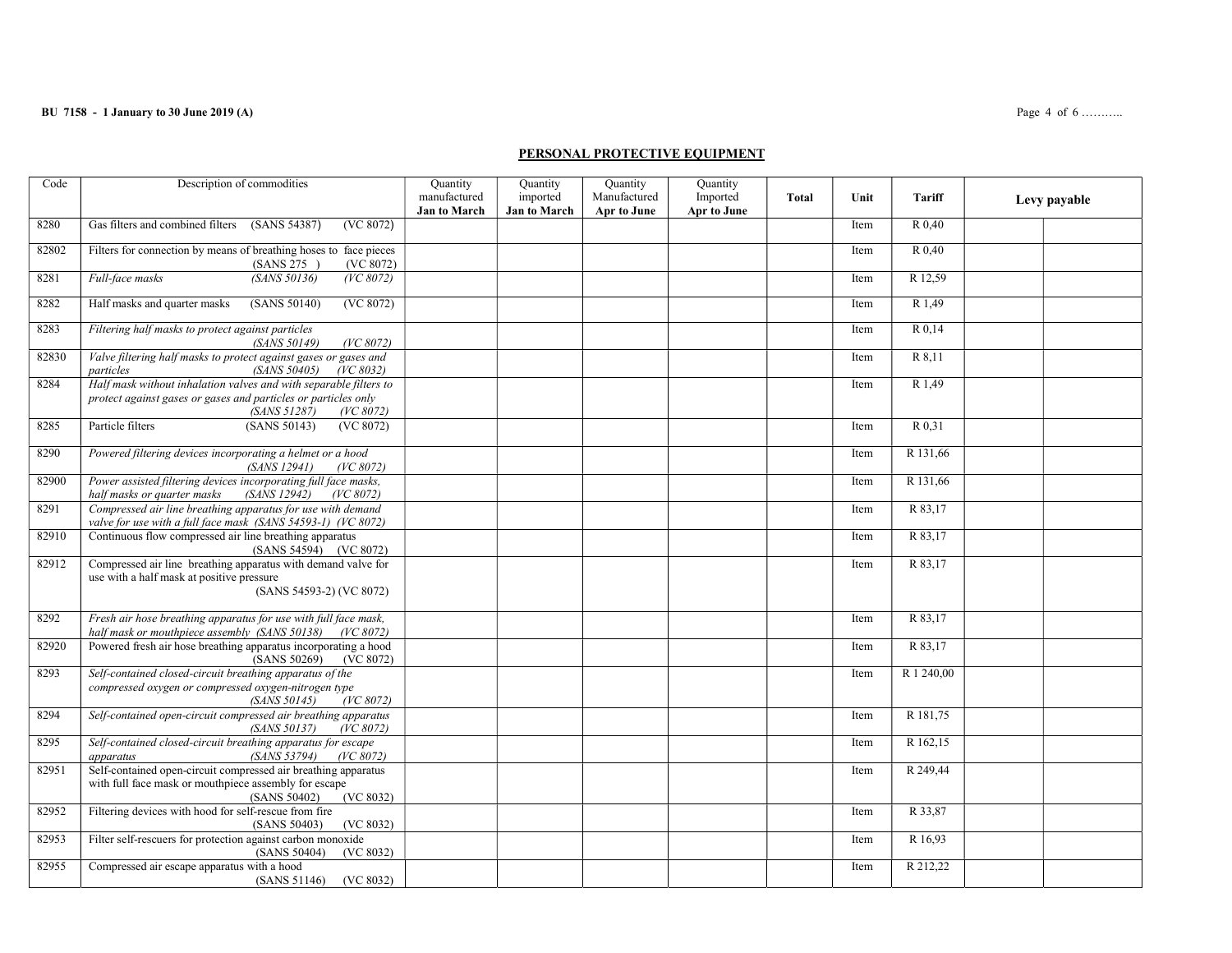## PERSONAL PROTECTIVE EQUIPMENT

| Code | Description of commodities | Quantity manufactured **Jan to March** | Quantity imported **Jan to March** | Quantity Manufactured **Apr to June** | Quantity Imported **Apr to June** | **Total** | Unit | **Tariff** | **Levy payable** | |
|---|---|---|---|---|---|---|---|---|---|---|
| 8280 | Gas filters and combined filters (SANS 54387) (VC 8072) | | | | | | Item | R 0,40 | | |
| 82802 | Filters for connection by means of breathing hoses to face pieces (SANS 275 ) (VC 8072) | | | | | | Item | R 0,40 | | |
| 8281 | *Full-face masks (SANS 50136) (VC 8072)* | | | | | | Item | R 12,59 | | |
| 8282 | Half masks and quarter masks (SANS 50140) (VC 8072) | | | | | | Item | R 1,49 | | |
| 8283 | *Filtering half masks to protect against particles (SANS 50149) (VC 8072)* | | | | | | Item | R 0,14 | | |
| 82830 | *Valve filtering half masks to protect against gases or gases and particles (SANS 50405) (VC 8032)* | | | | | | Item | R 8,11 | | |
| 8284 | *Half mask without inhalation valves and with separable filters to protect against gases or gases and particles or particles only (SANS 51287) (VC 8072)* | | | | | | Item | R 1,49 | | |
| 8285 | Particle filters (SANS 50143) (VC 8072) | | | | | | Item | R 0,31 | | |
| 8290 | *Powered filtering devices incorporating a helmet or a hood (SANS 12941) (VC 8072)* | | | | | | Item | R 131,66 | | |
| 82900 | *Power assisted filtering devices incorporating full face masks, half masks or quarter masks (SANS 12942) (VC 8072)* | | | | | | Item | R 131,66 | | |
| 8291 | *Compressed air line breathing apparatus for use with demand valve for use with a full face mask (SANS 54593-1) (VC 8072)* | | | | | | Item | R 83,17 | | |
| 82910 | Continuous flow compressed air line breathing apparatus (SANS 54594) (VC 8072) | | | | | | Item | R 83,17 | | |
| 82912 | Compressed air line breathing apparatus with demand valve for use with a half mask at positive pressure (SANS 54593-2) (VC 8072) | | | | | | Item | R 83,17 | | |
| 8292 | *Fresh air hose breathing apparatus for use with full face mask, half mask or mouthpiece assembly (SANS 50138) (VC 8072)* | | | | | | Item | R 83,17 | | |
| 82920 | Powered fresh air hose breathing apparatus incorporating a hood (SANS 50269) (VC 8072) | | | | | | Item | R 83,17 | | |
| 8293 | *Self-contained closed-circuit breathing apparatus of the compressed oxygen or compressed oxygen-nitrogen type (SANS 50145) (VC 8072)* | | | | | | Item | R 1 240,00 | | |
| 8294 | *Self-contained open-circuit compressed air breathing apparatus (SANS 50137) (VC 8072)* | | | | | | Item | R 181,75 | | |
| 8295 | *Self-contained closed-circuit breathing apparatus for escape apparatus (SANS 53794) (VC 8072)* | | | | | | Item | R 162,15 | | |
| 82951 | Self-contained open-circuit compressed air breathing apparatus with full face mask or mouthpiece assembly for escape (SANS 50402) (VC 8032) | | | | | | Item | R 249,44 | | |
| 82952 | Filtering devices with hood for self-rescue from fire (SANS 50403) (VC 8032) | | | | | | Item | R 33,87 | | |
| 82953 | Filter self-rescuers for protection against carbon monoxide (SANS 50404) (VC 8032) | | | | | | Item | R 16,93 | | |
| 82955 | Compressed air escape apparatus with a hood (SANS 51146) (VC 8032) | | | | | | Item | R 212,22 | | |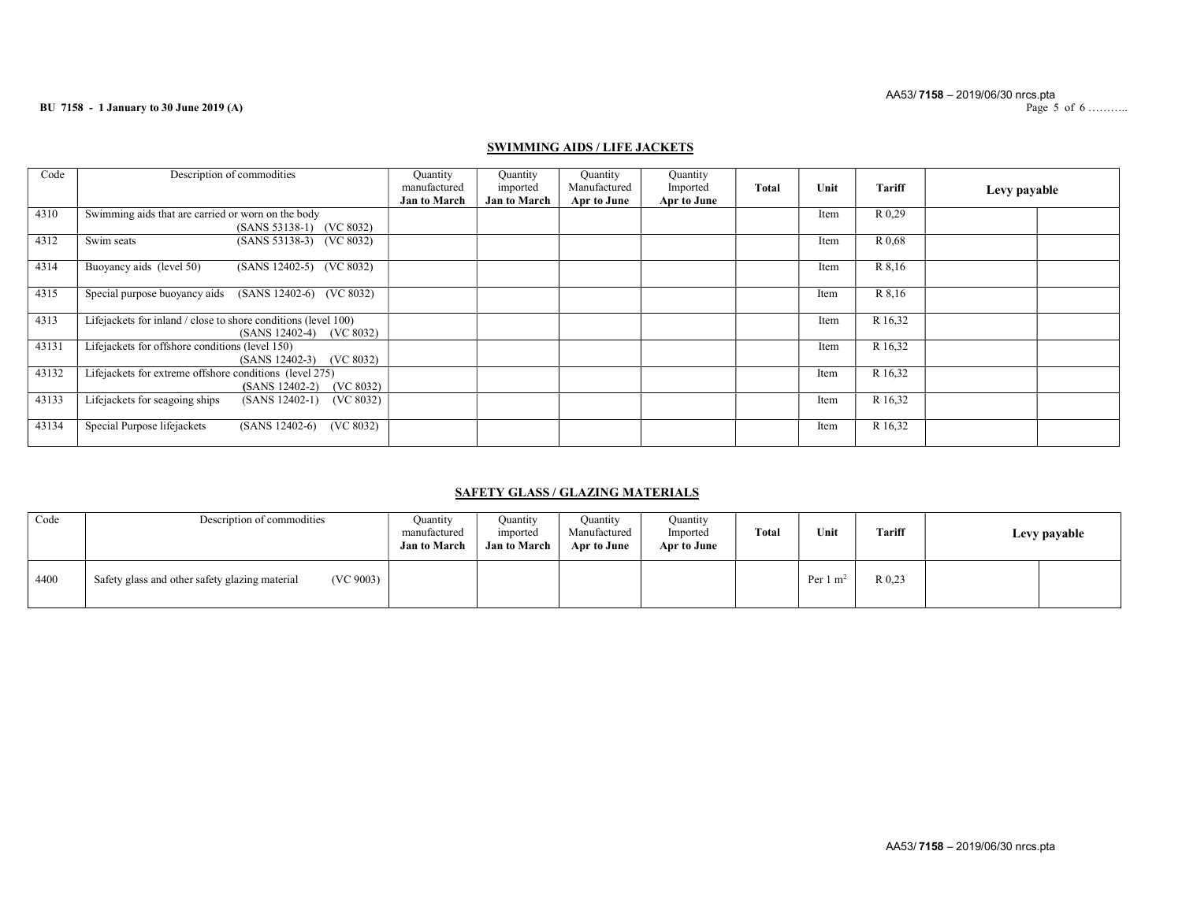## SWIMMING AIDS / LIFE JACKETS

| Code | Description of commodities | Quantity manufactured **Jan to March** | Quantity imported **Jan to March** | Quantity Manufactured **Apr to June** | Quantity Imported **Apr to June** | **Total** | **Unit** | **Tariff** | **Levy payable** | |
|---|---|---|---|---|---|---|---|---|---|---|
| 4310 | Swimming aids that are carried or worn on the body (SANS 53138-1) (VC 8032) | | | | | | Item | R 0,29 | | |
| 4312 | Swim seats (SANS 53138-3) (VC 8032) | | | | | | Item | R 0,68 | | |
| 4314 | Buoyancy aids (level 50) (SANS 12402-5) (VC 8032) | | | | | | Item | R 8,16 | | |
| 4315 | Special purpose buoyancy aids (SANS 12402-6) (VC 8032) | | | | | | Item | R 8,16 | | |
| 4313 | Lifejackets for inland / close to shore conditions (level 100) (SANS 12402-4) (VC 8032) | | | | | | Item | R 16,32 | | |
| 43131 | Lifejackets for offshore conditions (level 150) (SANS 12402-3) (VC 8032) | | | | | | Item | R 16,32 | | |
| 43132 | Lifejackets for extreme offshore conditions (level 275) (SANS 12402-2) (VC 8032) | | | | | | Item | R 16,32 | | |
| 43133 | Lifejackets for seagoing ships (SANS 12402-1) (VC 8032) | | | | | | Item | R 16,32 | | |
| 43134 | Special Purpose lifejackets (SANS 12402-6) (VC 8032) | | | | | | Item | R 16,32 | | |

## SAFETY GLASS / GLAZING MATERIALS

| Code | Description of commodities | Quantity manufactured **Jan to March** | Quantity imported **Jan to March** | Quantity Manufactured **Apr to June** | Quantity Imported **Apr to June** | **Total** | **Unit** | **Tariff** | **Levy payable** | |
|---|---|---|---|---|---|---|---|---|---|---|
| 4400 | Safety glass and other safety glazing material (VC 9003) | | | | | | Per 1 $m^2$ | R 0,23 | | |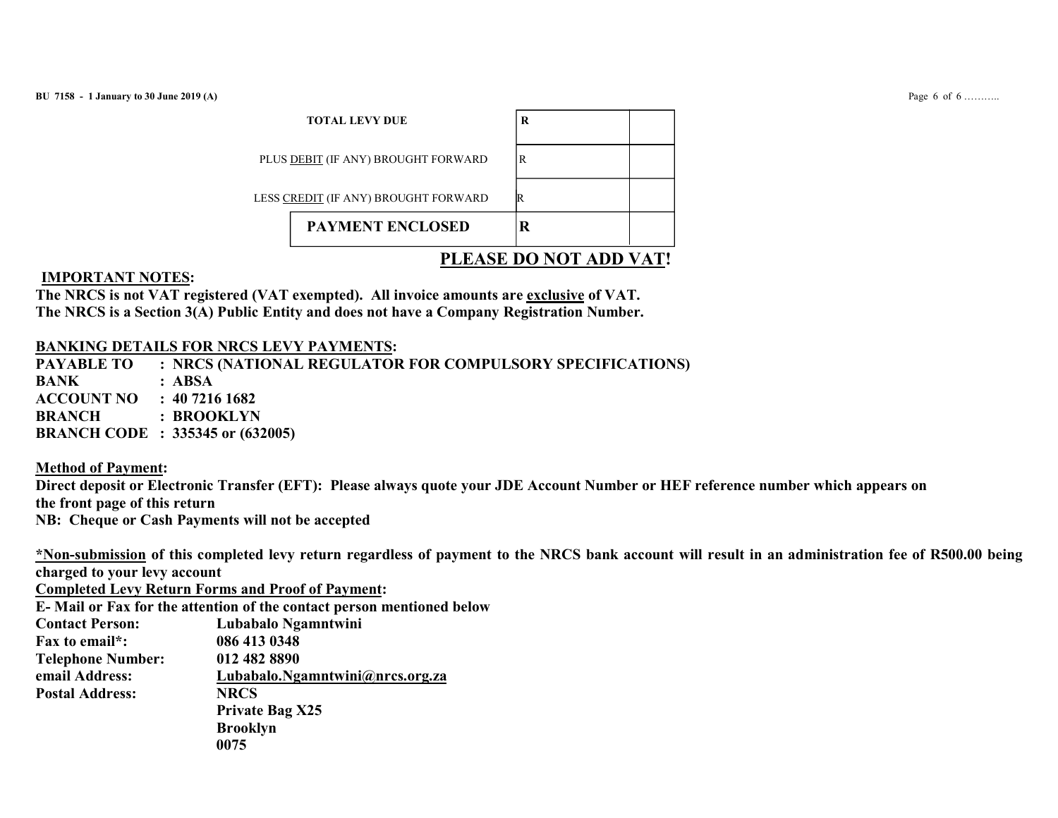| | | |
|---|---|---|
| **TOTAL LEVY DUE** | **R** | |
| PLUS DEBIT (IF ANY) BROUGHT FORWARD | R | |
| LESS CREDIT (IF ANY) BROUGHT FORWARD | R | |
| **PAYMENT ENCLOSED** | **R** | |

**PLEASE DO NOT ADD VAT!**

**IMPORTANT NOTES:**

**The NRCS is not VAT registered (VAT exempted). All invoice amounts are exclusive of VAT.**
**The NRCS is a Section 3(A) Public Entity and does not have a Company Registration Number.**

**BANKING DETAILS FOR NRCS LEVY PAYMENTS:**

**PAYABLE TO : NRCS (NATIONAL REGULATOR FOR COMPULSORY SPECIFICATIONS)**
**BANK : ABSA**
**ACCOUNT NO : 40 7216 1682**
**BRANCH : BROOKLYN**
**BRANCH CODE : 335345 or (632005)**

**Method of Payment:**

**Direct deposit or Electronic Transfer (EFT): Please always quote your JDE Account Number or HEF reference number which appears on the front page of this return**
**NB: Cheque or Cash Payments will not be accepted**

**\*Non-submission of this completed levy return regardless of payment to the NRCS bank account will result in an administration fee of R500.00 being charged to your levy account**

**Completed Levy Return Forms and Proof of Payment:**

**E- Mail or Fax for the attention of the contact person mentioned below**

| | |
|---|---|
| **Contact Person:** | **Lubabalo Ngamntwini** |
| **Fax to email\*:** | **086 413 0348** |
| **Telephone Number:** | **012 482 8890** |
| **email Address:** | **Lubabalo.Ngamntwini@nrcs.org.za** |
| **Postal Address:** | **NRCS**<br>**Private Bag X25**<br>**Brooklyn**<br>**0075** |